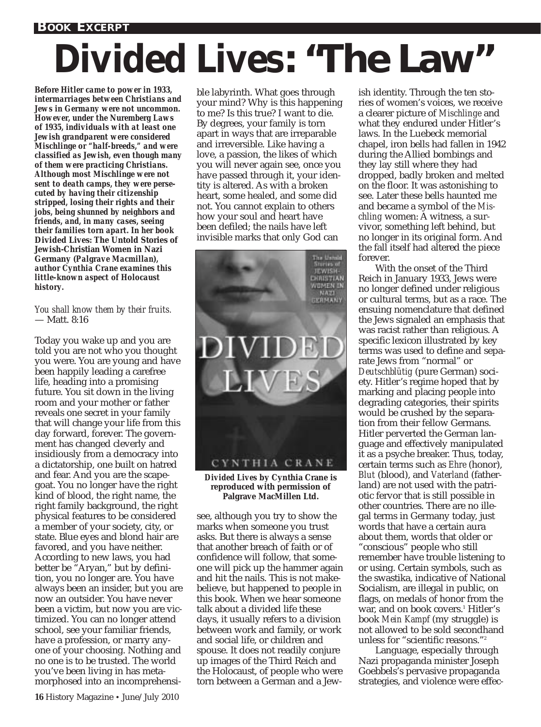BOOK EXCERPT

# Divided Lives: "The Law"

***Before Hitler came to power in 1933, intermarriages between Christians and Jews in Germany were not uncommon. However, under the Nuremberg Laws of 1935, individuals with at least one Jewish grandparent were considered Mischlinge or "half-breeds," and were classified as Jewish, even though many of them were practicing Christians. Although most Mischlinge were not sent to death camps, they were persecuted by having their citizenship stripped, losing their rights and their jobs, being shunned by neighbors and friends, and, in many cases, seeing their families torn apart. In her book Divided Lives: The Untold Stories of Jewish-Christian Women in Nazi Germany (Palgrave Macmillan), author Cynthia Crane examines this little-known aspect of Holocaust history.***

*You shall know them by their fruits.*
— Matt. 8:16

Today you wake up and you are told you are not who you thought you were. You are young and have been happily leading a carefree life, heading into a promising future. You sit down in the living room and your mother or father reveals one secret in your family that will change your life from this day forward, forever. The government has changed cleverly and insidiously from a democracy into a dictatorship, one built on hatred and fear. And you are the scapegoat. You no longer have the right kind of blood, the right name, the right family background, the right physical features to be considered a member of your society, city, or state. Blue eyes and blond hair are favored, and you have neither. According to new laws, you had better be "Aryan," but by definition, you no longer are. You have always been an insider, but you are now an outsider. You have never been a victim, but now you are victimized. You can no longer attend school, see your familiar friends, have a profession, or marry anyone of your choosing. Nothing and no one is to be trusted. The world you've been living in has metamorphosed into an incomprehensible labyrinth. What goes through your mind? Why is this happening to me? Is this true? I want to die. By degrees, your family is torn apart in ways that are irreparable and irreversible. Like having a love, a passion, the likes of which you will never again see, once you have passed through it, your identity is altered. As with a broken heart, some healed, and some did not. You cannot explain to others how your soul and heart have been defiled; the nails have left invisible marks that only God can see, although you try to show the marks when someone you trust asks. But there is always a sense that another breach of faith or of confidence will follow, that someone will pick up the hammer again and hit the nails. This is not make-believe, but happened to people in this book. When we hear someone talk about a divided life these days, it usually refers to a division between work and family, or work and social life, or children and spouse. It does not readily conjure up images of the Third Reich and the Holocaust, of people who were torn between a German and a Jewish identity. Through the ten stories of women's voices, we receive a clearer picture of *Mischlinge* and what they endured under Hitler's laws. In the Luebeck memorial chapel, iron bells had fallen in 1942 during the Allied bombings and they lay still where they had dropped, badly broken and melted on the floor. It was astonishing to see. Later these bells haunted me and became a symbol of the *Mischling* women: A witness, a survivor, something left behind, but no longer in its original form. And the fall itself had altered the piece forever.

**Divided Lives by Cynthia Crane is reproduced with permission of Palgrave MacMillen Ltd.**

With the onset of the Third Reich in January 1933, Jews were no longer defined under religious or cultural terms, but as a race. The ensuing nomenclature that defined the Jews signaled an emphasis that was racist rather than religious. A specific lexicon illustrated by key terms was used to define and separate Jews from "normal" or *Deutschblütig* (pure German) society. Hitler's regime hoped that by marking and placing people into degrading categories, their spirits would be crushed by the separation from their fellow Germans. Hitler perverted the German language and effectively manipulated it as a psyche breaker. Thus, today, certain terms such as *Ehre* (honor), *Blut* (blood), and *Vaterland* (fatherland) are not used with the patriotic fervor that is still possible in other countries. There are no illegal terms in Germany today, just words that have a certain aura about them, words that older or "conscious" people who still remember have trouble listening to or using. Certain symbols, such as the swastika, indicative of National Socialism, are illegal in public, on flags, on medals of honor from the war, and on book covers.[1] Hitler's book *Mein Kampf* (my struggle) is not allowed to be sold secondhand unless for "scientific reasons."[2]

Language, especially through Nazi propaganda minister Joseph Goebbels's pervasive propaganda strategies, and violence were effec-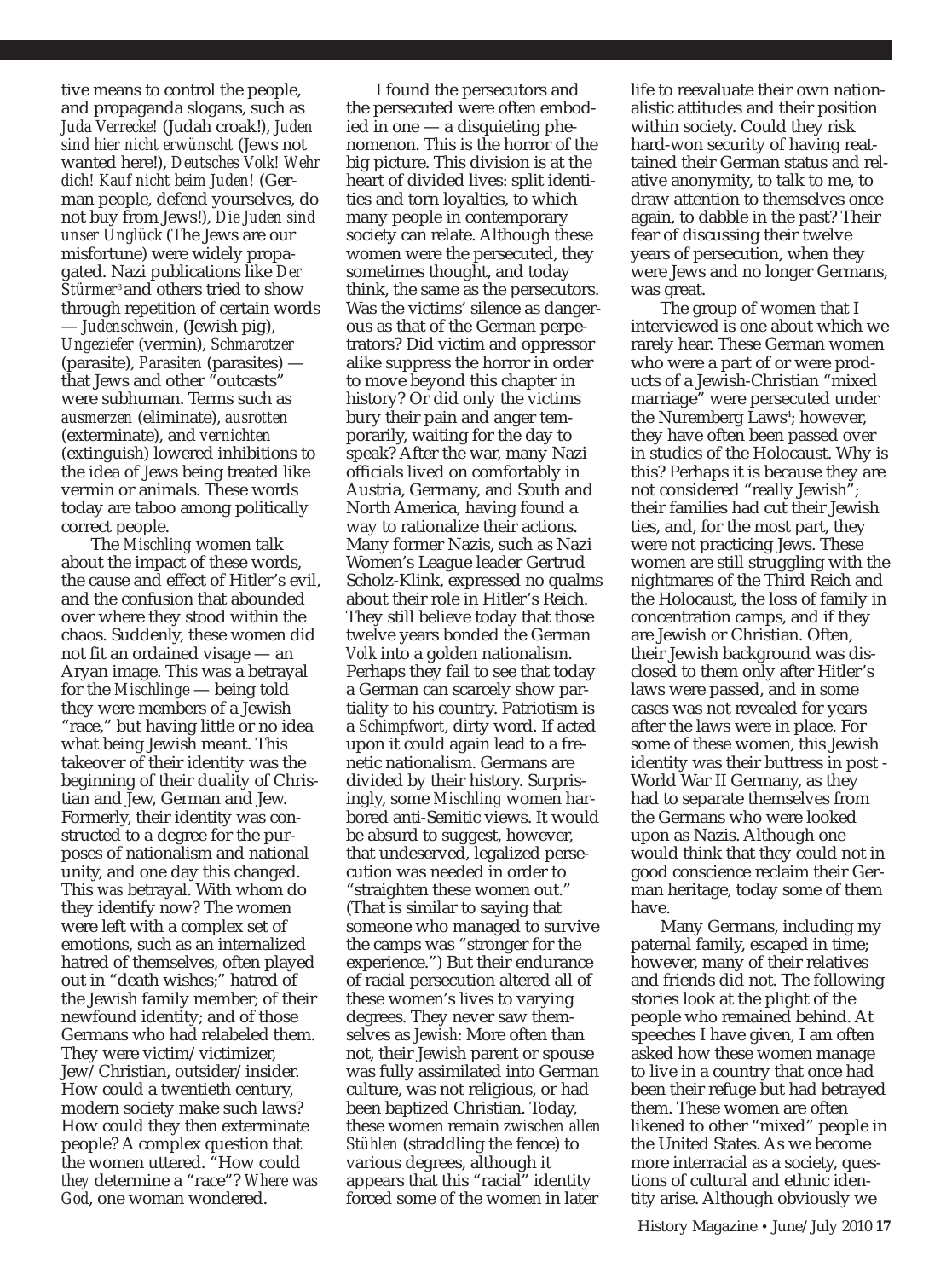tive means to control the people, and propaganda slogans, such as *Juda Verrecke!* (Judah croak!), *Juden sind hier nicht erwünscht* (Jews not wanted here!), *Deutsches Volk! Wehr dich! Kauf nicht beim Juden!* (German people, defend yourselves, do not buy from Jews!), *Die Juden sind unser Unglück* (The Jews are our misfortune) were widely propagated. Nazi publications like *Der Stürmer*[3] and others tried to show through repetition of certain words — *Judenschwein*, (Jewish pig), *Ungeziefer* (vermin), *Schmarotzer* (parasite), *Parasiten* (parasites) — that Jews and other "outcasts" were subhuman. Terms such as *ausmerzen* (eliminate), *ausrotten* (exterminate), and *vernichten* (extinguish) lowered inhibitions to the idea of Jews being treated like vermin or animals. These words today are taboo among politically correct people.

The *Mischling* women talk about the impact of these words, the cause and effect of Hitler's evil, and the confusion that abounded over where they stood within the chaos. Suddenly, these women did not fit an ordained visage — an Aryan image. This was a betrayal for the *Mischlinge* — being told they were members of a Jewish "race," but having little or no idea what being Jewish meant. This takeover of their identity was the beginning of their duality of Christian and Jew, German and Jew. Formerly, their identity was constructed to a degree for the purposes of nationalism and national unity, and one day this changed. This *was* betrayal. With whom do they identify now? The women were left with a complex set of emotions, such as an internalized hatred of themselves, often played out in "death wishes;" hatred of the Jewish family member; of their newfound identity; and of those Germans who had relabeled them. They were victim/victimizer, Jew/Christian, outsider/insider. How could a twentieth century, modern society make such laws? How could they then exterminate people? A complex question that the women uttered. "How could *they* determine a "race"? *Where was God*, one woman wondered.

I found the persecutors and the persecuted were often embodied in one — a disquieting phenomenon. This is the horror of the big picture. This division is at the heart of divided lives: split identities and torn loyalties, to which many people in contemporary society can relate. Although these women were the persecuted, they sometimes thought, and today think, the same as the persecutors. Was the victims' silence as dangerous as that of the German perpetrators? Did victim and oppressor alike suppress the horror in order to move beyond this chapter in history? Or did only the victims bury their pain and anger temporarily, waiting for the day to speak? After the war, many Nazi officials lived on comfortably in Austria, Germany, and South and North America, having found a way to rationalize their actions. Many former Nazis, such as Nazi Women's League leader Gertrud Scholz-Klink, expressed no qualms about their role in Hitler's Reich. They still believe today that those twelve years bonded the German *Volk* into a golden nationalism. Perhaps they fail to see that today a German can scarcely show partiality to his country. Patriotism is a *Schimpfwort*, dirty word. If acted upon it could again lead to a frenetic nationalism. Germans are divided by their history. Surprisingly, some *Mischling* women harbored anti-Semitic views. It would be absurd to suggest, however, that undeserved, legalized persecution was needed in order to "straighten these women out." (That is similar to saying that someone who managed to survive the camps was "stronger for the experience.") But their endurance of racial persecution altered all of these women's lives to varying degrees. They never saw themselves as *Jewish*: More often than not, their Jewish parent or spouse was fully assimilated into German culture, was not religious, or had been baptized Christian. Today, these women remain *zwischen allen Stühlen* (straddling the fence) to various degrees, although it appears that this "racial" identity forced some of the women in later life to reevaluate their own nationalistic attitudes and their position within society. Could they risk hard-won security of having reattained their German status and relative anonymity, to talk to me, to draw attention to themselves once again, to dabble in the past? Their fear of discussing their twelve years of persecution, when they were Jews and no longer Germans, was great.

The group of women that I interviewed is one about which we rarely hear. These German women who were a part of or were products of a Jewish-Christian "mixed marriage" were persecuted under the Nuremberg Laws[4]; however, they have often been passed over in studies of the Holocaust. Why is this? Perhaps it is because they are not considered "really Jewish"; their families had cut their Jewish ties, and, for the most part, they were not practicing Jews. These women are still struggling with the nightmares of the Third Reich and the Holocaust, the loss of family in concentration camps, and if they are Jewish or Christian. Often, their Jewish background was disclosed to them only after Hitler's laws were passed, and in some cases was not revealed for years after the laws were in place. For some of these women, this Jewish identity was their buttress in post - World War II Germany, as they had to separate themselves from the Germans who were looked upon as Nazis. Although one would think that they could not in good conscience reclaim their German heritage, today some of them have.

Many Germans, including my paternal family, escaped in time; however, many of their relatives and friends did not. The following stories look at the plight of the people who remained behind. At speeches I have given, I am often asked how these women manage to live in a country that once had been their refuge but had betrayed them. These women are often likened to other "mixed" people in the United States. As we become more interracial as a society, questions of cultural and ethnic identity arise. Although obviously we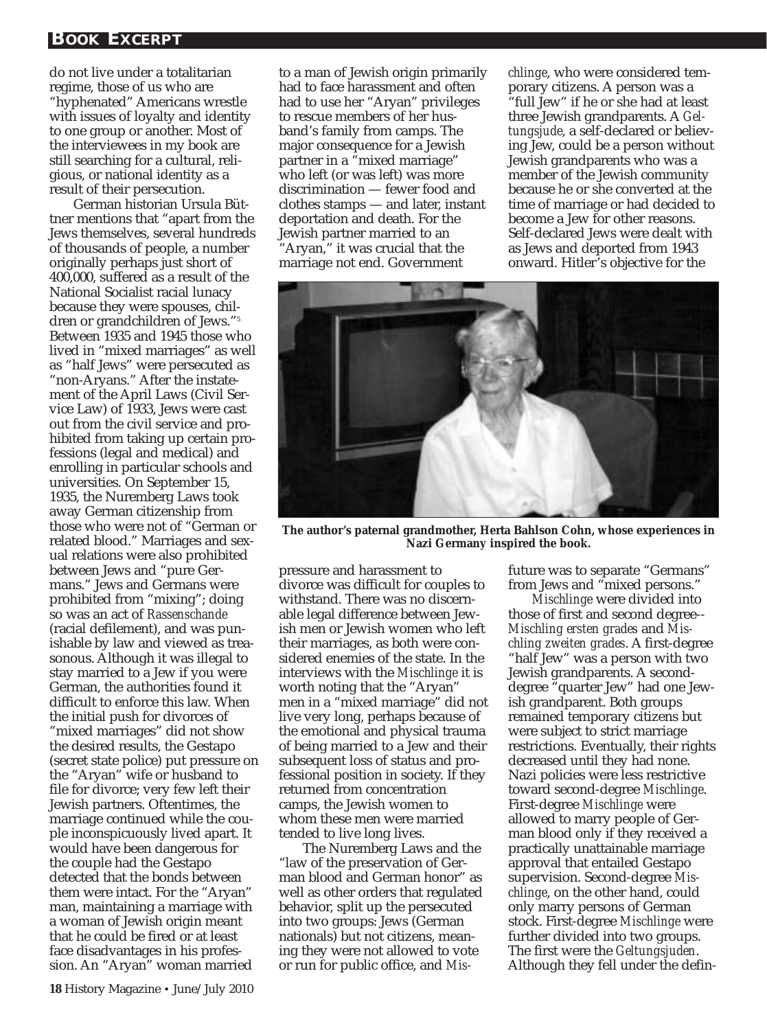do not live under a totalitarian regime, those of us who are "hyphenated" Americans wrestle with issues of loyalty and identity to one group or another. Most of the interviewees in my book are still searching for a cultural, religious, or national identity as a result of their persecution.

German historian Ursula Büttner mentions that "apart from the Jews themselves, several hundreds of thousands of people, a number originally perhaps just short of 400,000, suffered as a result of the National Socialist racial lunacy because they were spouses, children or grandchildren of Jews."[5] Between 1935 and 1945 those who lived in "mixed marriages" as well as "half Jews" were persecuted as "non-Aryans." After the instatement of the April Laws (Civil Service Law) of 1933, Jews were cast out from the civil service and prohibited from taking up certain professions (legal and medical) and enrolling in particular schools and universities. On September 15, 1935, the Nuremberg Laws took away German citizenship from those who were not of "German or related blood." Marriages and sexual relations were also prohibited between Jews and "pure Germans." Jews and Germans were prohibited from "mixing"; doing so was an act of *Rassenschande* (racial defilement), and was punishable by law and viewed as treasonous. Although it was illegal to stay married to a Jew if you were German, the authorities found it difficult to enforce this law. When the initial push for divorces of "mixed marriages" did not show the desired results, the Gestapo (secret state police) put pressure on the "Aryan" wife or husband to file for divorce; very few left their Jewish partners. Oftentimes, the marriage continued while the couple inconspicuously lived apart. It would have been dangerous for the couple had the Gestapo detected that the bonds between them were intact. For the "Aryan" man, maintaining a marriage with a woman of Jewish origin meant that he could be fired or at least face disadvantages in his profession. An "Aryan" woman married to a man of Jewish origin primarily had to face harassment and often had to use her "Aryan" privileges to rescue members of her husband's family from camps. The major consequence for a Jewish partner in a "mixed marriage" who left (or was left) was more discrimination — fewer food and clothes stamps — and later, instant deportation and death. For the Jewish partner married to an "Aryan," it was crucial that the marriage not end. Government pressure and harassment to divorce was difficult for couples to withstand. There was no discernable legal difference between Jewish men or Jewish women who left their marriages, as both were considered enemies of the state. In the interviews with the *Mischlinge* it is worth noting that the "Aryan" men in a "mixed marriage" did not live very long, perhaps because of the emotional and physical trauma of being married to a Jew and their subsequent loss of status and professional position in society. If they returned from concentration camps, the Jewish women to whom these men were married tended to live long lives.

The Nuremberg Laws and the "law of the preservation of German blood and German honor" as well as other orders that regulated behavior, split up the persecuted into two groups: Jews (German nationals) but not citizens, meaning they were not allowed to vote or run for public office, and *Mischlinge*, who were considered temporary citizens. A person was a "full Jew" if he or she had at least three Jewish grandparents. A *Geltungsjude*, a self-declared or believing Jew, could be a person without Jewish grandparents who was a member of the Jewish community because he or she converted at the time of marriage or had decided to become a Jew for other reasons. Self-declared Jews were dealt with as Jews and deported from 1943 onward. Hitler's objective for the future was to separate "Germans" from Jews and "mixed persons."

**The author's paternal grandmother, Herta Bahlson Cohn, whose experiences in Nazi Germany inspired the book.**

*Mischlinge* were divided into those of first and second degree-- *Mischling ersten grades* and *Mischling zweiten grades*. A first-degree "half Jew" was a person with two Jewish grandparents. A second-degree "quarter Jew" had one Jewish grandparent. Both groups remained temporary citizens but were subject to strict marriage restrictions. Eventually, their rights decreased until they had none. Nazi policies were less restrictive toward second-degree *Mischlinge*. First-degree *Mischlinge* were allowed to marry people of German blood only if they received a practically unattainable marriage approval that entailed Gestapo supervision. Second-degree *Mischlinge*, on the other hand, could only marry persons of German stock. First-degree *Mischlinge* were further divided into two groups. The first were the *Geltungsjuden*. Although they fell under the defin-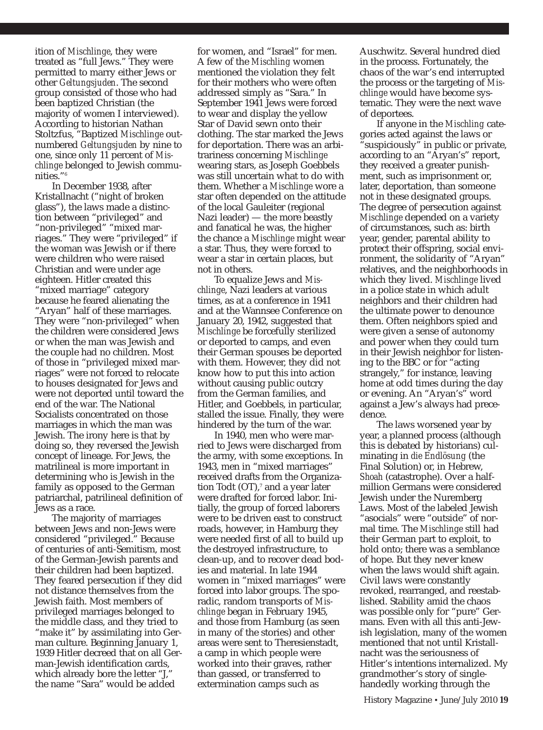ition of *Mischlinge*, they were treated as "full Jews." They were permitted to marry either Jews or other *Geltungsjuden*. The second group consisted of those who had been baptized Christian (the majority of women I interviewed). According to historian Nathan Stoltzfus, "Baptized *Mischlinge* outnumbered *Geltungsjuden* by nine to one, since only 11 percent of *Mischlinge* belonged to Jewish communities."[6]

In December 1938, after Kristallnacht ("night of broken glass"), the laws made a distinction between "privileged" and "non-privileged" "mixed marriages." They were "privileged" if the woman was Jewish or if there were children who were raised Christian and were under age eighteen. Hitler created this "mixed marriage" category because he feared alienating the "Aryan" half of these marriages. They were "non-privileged" when the children were considered Jews or when the man was Jewish and the couple had no children. Most of those in "privileged mixed marriages" were not forced to relocate to houses designated for Jews and were not deported until toward the end of the war. The National Socialists concentrated on those marriages in which the man was Jewish. The irony here is that by doing so, they reversed the Jewish concept of lineage. For Jews, the matrilineal is more important in determining who is Jewish in the family as opposed to the German patriarchal, patrilineal definition of Jews as a race.

The majority of marriages between Jews and non-Jews were considered "privileged." Because of centuries of anti-Semitism, most of the German-Jewish parents and their children had been baptized. They feared persecution if they did not distance themselves from the Jewish faith. Most members of privileged marriages belonged to the middle class, and they tried to "make it" by assimilating into German culture. Beginning January 1, 1939 Hitler decreed that on all German-Jewish identification cards, which already bore the letter "J," the name "Sara" would be added for women, and "Israel" for men. A few of the *Mischling* women mentioned the violation they felt for their mothers who were often addressed simply as "Sara." In September 1941 Jews were forced to wear and display the yellow Star of David sewn onto their clothing. The star marked the Jews for deportation. There was an arbitrariness concerning *Mischlinge* wearing stars, as Joseph Goebbels was still uncertain what to do with them. Whether a *Mischlinge* wore a star often depended on the attitude of the local Gauleiter (regional Nazi leader) — the more beastly and fanatical he was, the higher the chance a *Mischlinge* might wear a star. Thus, they were forced to wear a star in certain places, but not in others.

To equalize Jews and *Mischlinge*, Nazi leaders at various times, as at a conference in 1941 and at the Wannsee Conference on January 20, 1942, suggested that *Mischlinge* be forcefully sterilized or deported to camps, and even their German spouses be deported with them. However, they did not know how to put this into action without causing public outcry from the German families, and Hitler, and Goebbels, in particular, stalled the issue. Finally, they were hindered by the turn of the war.

In 1940, men who were married to Jews were discharged from the army, with some exceptions. In 1943, men in "mixed marriages" received drafts from the Organization Todt (OT),[7] and a year later were drafted for forced labor. Initially, the group of forced laborers were to be driven east to construct roads, however, in Hamburg they were needed first of all to build up the destroyed infrastructure, to clean-up, and to recover dead bodies and material. In late 1944 women in "mixed marriages" were forced into labor groups. The sporadic, random transports of *Mischlinge* began in February 1945, and those from Hamburg (as seen in many of the stories) and other areas were sent to Theresienstadt, a camp in which people were worked into their graves, rather than gassed, or transferred to extermination camps such as Auschwitz. Several hundred died in the process. Fortunately, the chaos of the war's end interrupted the process or the targeting of *Mischlinge* would have become systematic. They were the next wave of deportees.

If anyone in the *Mischling* categories acted against the laws or "suspiciously" in public or private, according to an "Aryan's" report, they received a greater punishment, such as imprisonment or, later, deportation, than someone not in these designated groups. The degree of persecution against *Mischlinge* depended on a variety of circumstances, such as: birth year, gender, parental ability to protect their offspring, social environment, the solidarity of "Aryan" relatives, and the neighborhoods in which they lived. *Mischlinge* lived in a police state in which adult neighbors and their children had the ultimate power to denounce them. Often neighbors spied and were given a sense of autonomy and power when they could turn in their Jewish neighbor for listening to the BBC or for "acting strangely," for instance, leaving home at odd times during the day or evening. An "Aryan's" word against a Jew's always had precedence.

The laws worsened year by year, a planned process (although this is debated by historians) culminating in *die Endlösung* (the Final Solution) or, in Hebrew, *Shoah* (catastrophe). Over a half-million Germans were considered Jewish under the Nuremberg Laws. Most of the labeled Jewish "asocials" were "outside" of normal time. The *Mischlinge* still had their German part to exploit, to hold onto; there was a semblance of hope. But they never knew when the laws would shift again. Civil laws were constantly revoked, rearranged, and reestablished. Stability amid the chaos was possible only for "pure" Germans. Even with all this anti-Jewish legislation, many of the women mentioned that not until Kristallnacht was the seriousness of Hitler's intentions internalized. My grandmother's story of single-handedly working through the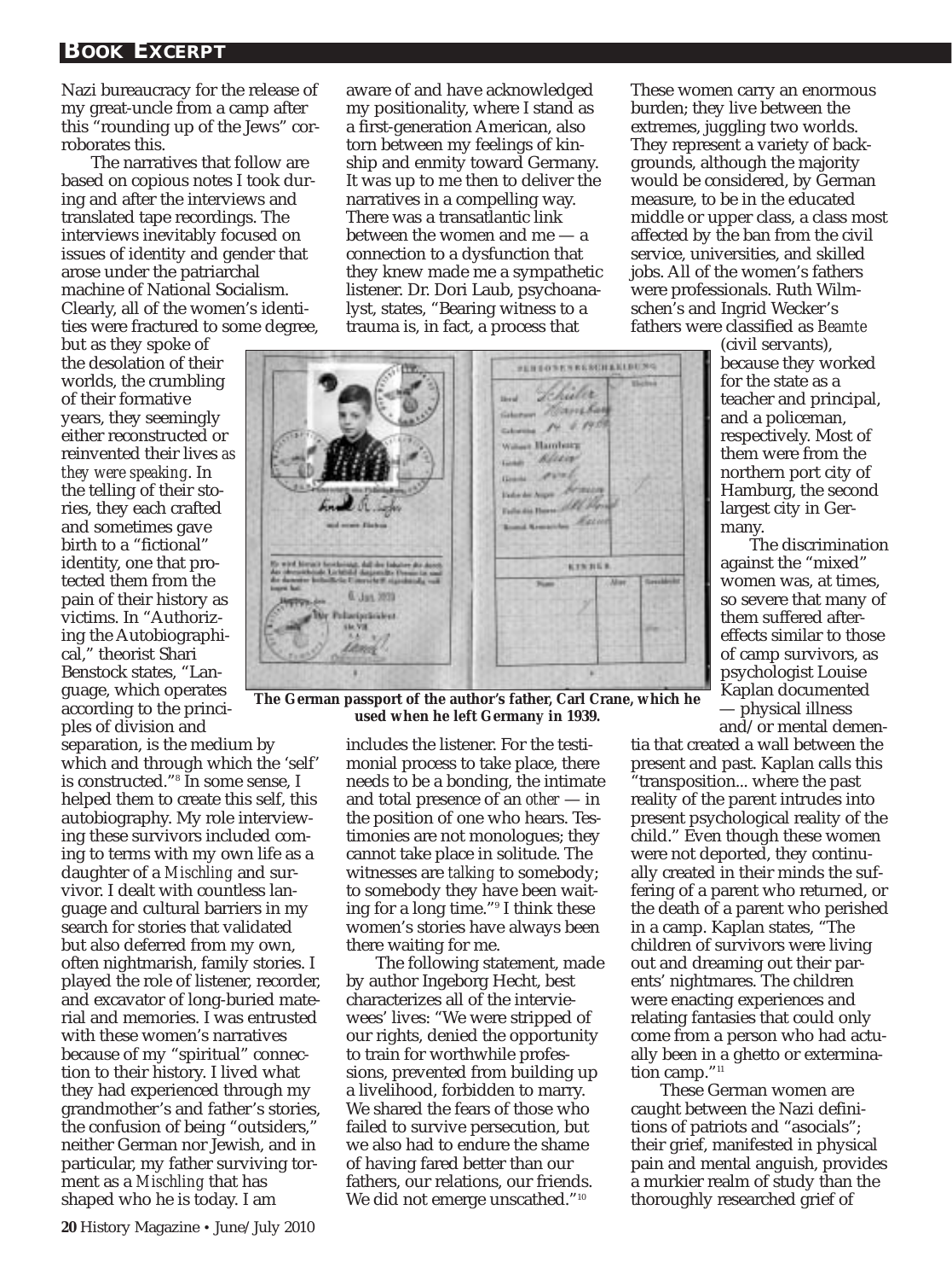Nazi bureaucracy for the release of my great-uncle from a camp after this "rounding up of the Jews" corroborates this.

The narratives that follow are based on copious notes I took during and after the interviews and translated tape recordings. The interviews inevitably focused on issues of identity and gender that arose under the patriarchal machine of National Socialism. Clearly, all of the women's identities were fractured to some degree, but as they spoke of the desolation of their worlds, the crumbling of their formative years, they seemingly either reconstructed or reinvented their lives *as they were speaking*. In the telling of their stories, they each crafted and sometimes gave birth to a "fictional" identity, one that protected them from the pain of their history as victims. In "Authorizing the Autobiographical," theorist Shari Benstock states, "Language, which operates according to the principles of division and separation, is the medium by which and through which the 'self' is constructed."[8] In some sense, I helped them to create this self, this autobiography. My role interviewing these survivors included coming to terms with my own life as a daughter of a *Mischling* and survivor. I dealt with countless language and cultural barriers in my search for stories that validated but also deferred from my own, often nightmarish, family stories. I played the role of listener, recorder, and excavator of long-buried material and memories. I was entrusted with these women's narratives because of my "spiritual" connection to their history. I lived what they had experienced through my grandmother's and father's stories, the confusion of being "outsiders," neither German nor Jewish, and in particular, my father surviving torment as a *Mischling* that has shaped who he is today. I am aware of and have acknowledged my positionality, where I stand as a first-generation American, also torn between my feelings of kinship and enmity toward Germany. It was up to me then to deliver the narratives in a compelling way. There was a transatlantic link between the women and me — a connection to a dysfunction that they knew made me a sympathetic listener. Dr. Dori Laub, psychoanalyst, states, "Bearing witness to a trauma is, in fact, a process that includes the listener. For the testimonial process to take place, there needs to be a bonding, the intimate and total presence of an *other* — in the position of one who hears. Testimonies are not monologues; they cannot take place in solitude. The witnesses are *talking* to somebody; to somebody they have been waiting for a long time."[9] I think these women's stories have always been there waiting for me.

**The German passport of the author's father, Carl Crane, which he used when he left Germany in 1939.**

The following statement, made by author Ingeborg Hecht, best characterizes all of the interviewees' lives: "We were stripped of our rights, denied the opportunity to train for worthwhile professions, prevented from building up a livelihood, forbidden to marry. We shared the fears of those who failed to survive persecution, but we also had to endure the shame of having fared better than our fathers, our relations, our friends. We did not emerge unscathed."[10]

These women carry an enormous burden; they live between the extremes, juggling two worlds. They represent a variety of backgrounds, although the majority would be considered, by German measure, to be in the educated middle or upper class, a class most affected by the ban from the civil service, universities, and skilled jobs. All of the women's fathers were professionals. Ruth Wilmschen's and Ingrid Wecker's fathers were classified as *Beamte* (civil servants), because they worked for the state as a teacher and principal, and a policeman, respectively. Most of them were from the northern port city of Hamburg, the second largest city in Germany.

The discrimination against the "mixed" women was, at times, so severe that many of them suffered aftereffects similar to those of camp survivors, as psychologist Louise Kaplan documented — physical illness and/or mental dementia that created a wall between the present and past. Kaplan calls this "transposition... where the past reality of the parent intrudes into present psychological reality of the child." Even though these women were not deported, they continually created in their minds the suffering of a parent who returned, or the death of a parent who perished in a camp. Kaplan states, "The children of survivors were living out and dreaming out their parents' nightmares. The children were enacting experiences and relating fantasies that could only come from a person who had actually been in a ghetto or extermination camp."[11]

These German women are caught between the Nazi definitions of patriots and "asocials"; their grief, manifested in physical pain and mental anguish, provides a murkier realm of study than the thoroughly researched grief of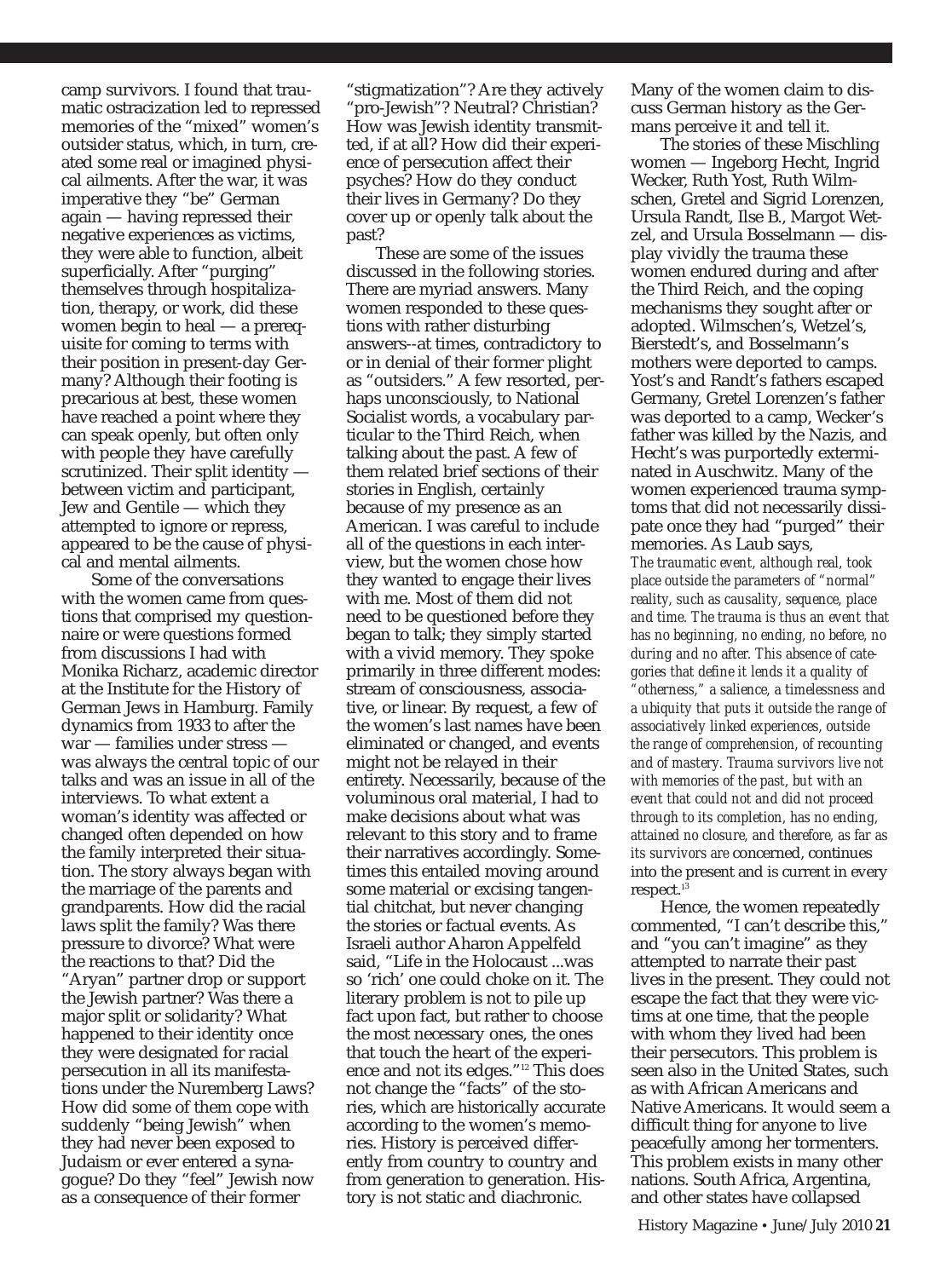camp survivors. I found that traumatic ostracization led to repressed memories of the "mixed" women's outsider status, which, in turn, created some real or imagined physical ailments. After the war, it was imperative they "be" German again — having repressed their negative experiences as victims, they were able to function, albeit superficially. After "purging" themselves through hospitalization, therapy, or work, did these women begin to heal — a prerequisite for coming to terms with their position in present-day Germany? Although their footing is precarious at best, these women have reached a point where they can speak openly, but often only with people they have carefully scrutinized. Their split identity — between victim and participant, Jew and Gentile — which they attempted to ignore or repress, appeared to be the cause of physical and mental ailments.

Some of the conversations with the women came from questions that comprised my questionnaire or were questions formed from discussions I had with Monika Richarz, academic director at the Institute for the History of German Jews in Hamburg. Family dynamics from 1933 to after the war — families under stress — was always the central topic of our talks and was an issue in all of the interviews. To what extent a woman's identity was affected or changed often depended on how the family interpreted their situation. The story always began with the marriage of the parents and grandparents. How did the racial laws split the family? Was there pressure to divorce? What were the reactions to that? Did the "Aryan" partner drop or support the Jewish partner? Was there a major split or solidarity? What happened to their identity once they were designated for racial persecution in all its manifestations under the Nuremberg Laws? How did some of them cope with suddenly "being Jewish" when they had never been exposed to Judaism or ever entered a synagogue? Do they "feel" Jewish now as a consequence of their former "stigmatization"? Are they actively "pro-Jewish"? Neutral? Christian? How was Jewish identity transmitted, if at all? How did their experience of persecution affect their psyches? How do they conduct their lives in Germany? Do they cover up or openly talk about the past?

These are some of the issues discussed in the following stories. There are myriad answers. Many women responded to these questions with rather disturbing answers--at times, contradictory to or in denial of their former plight as "outsiders." A few resorted, perhaps unconsciously, to National Socialist words, a vocabulary particular to the Third Reich, when talking about the past. A few of them related brief sections of their stories in English, certainly because of my presence as an American. I was careful to include all of the questions in each interview, but the women chose how they wanted to engage their lives with me. Most of them did not need to be questioned before they began to talk; they simply started with a vivid memory. They spoke primarily in three different modes: stream of consciousness, associative, or linear. By request, a few of the women's last names have been eliminated or changed, and events might not be relayed in their entirety. Necessarily, because of the voluminous oral material, I had to make decisions about what was relevant to this story and to frame their narratives accordingly. Sometimes this entailed moving around some material or excising tangential chitchat, but never changing the stories or factual events. As Israeli author Aharon Appelfeld said, "Life in the Holocaust ...was so 'rich' one could choke on it. The literary problem is not to pile up fact upon fact, but rather to choose the most necessary ones, the ones that touch the heart of the experience and not its edges."[12] This does not change the "facts" of the stories, which are historically accurate according to the women's memories. History is perceived differently from country to country and from generation to generation. History is not static and diachronic. Many of the women claim to discuss German history as the Germans perceive it and tell it.

The stories of these Mischling women — Ingeborg Hecht, Ingrid Wecker, Ruth Yost, Ruth Wilmschen, Gretel and Sigrid Lorenzen, Ursula Randt, Ilse B., Margot Wetzel, and Ursula Bosselmann — display vividly the trauma these women endured during and after the Third Reich, and the coping mechanisms they sought after or adopted. Wilmschen's, Wetzel's, Bierstedt's, and Bosselmann's mothers were deported to camps. Yost's and Randt's fathers escaped Germany, Gretel Lorenzen's father was deported to a camp, Wecker's father was killed by the Nazis, and Hecht's was purportedly exterminated in Auschwitz. Many of the women experienced trauma symptoms that did not necessarily dissipate once they had "purged" their memories. As Laub says,

*The traumatic event, although real, took place outside the parameters of "normal" reality, such as causality, sequence, place and time. The trauma is thus an event that has no beginning, no ending, no before, no during and no after. This absence of categories that define it lends it a quality of "otherness," a salience, a timelessness and a ubiquity that puts it outside the range of associatively linked experiences, outside the range of comprehension, of recounting and of mastery. Trauma survivors live not with memories of the past, but with an event that could not and did not proceed through to its completion, has no ending, attained no closure, and therefore, as far as its survivors are* concerned, continues into the present and is current in every respect.[13]

Hence, the women repeatedly commented, "I can't describe this," and "you can't imagine" as they attempted to narrate their past lives in the present. They could not escape the fact that they were victims at one time, that the people with whom they lived had been their persecutors. This problem is seen also in the United States, such as with African Americans and Native Americans. It would seem a difficult thing for anyone to live peacefully among her tormenters. This problem exists in many other nations. South Africa, Argentina, and other states have collapsed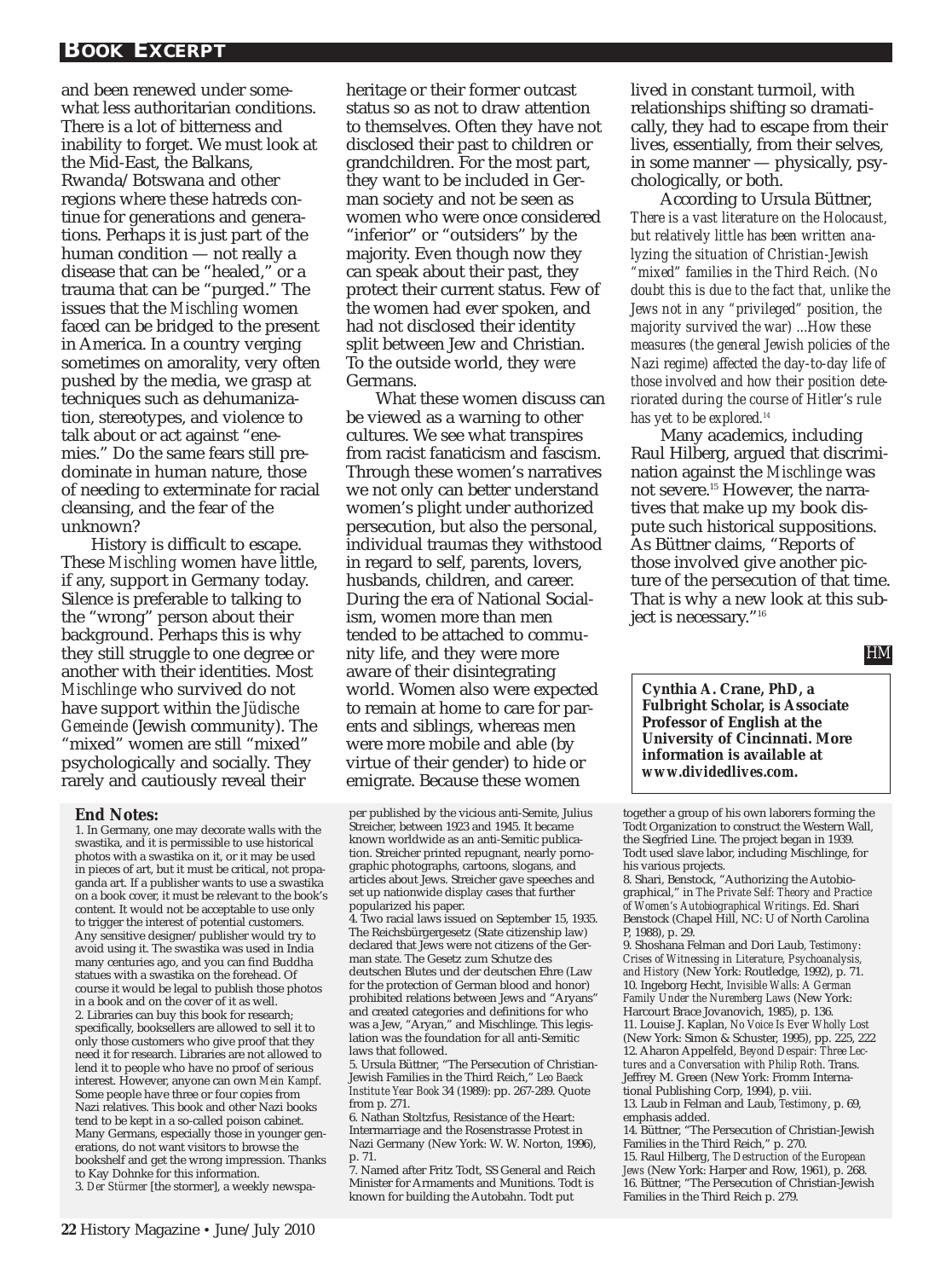and been renewed under somewhat less authoritarian conditions. There is a lot of bitterness and inability to forget. We must look at the Mid-East, the Balkans, Rwanda/Botswana and other regions where these hatreds continue for generations and generations. Perhaps it is just part of the human condition — not really a disease that can be "healed," or a trauma that can be "purged." The issues that the *Mischling* women faced can be bridged to the present in America. In a country verging sometimes on amorality, very often pushed by the media, we grasp at techniques such as dehumanization, stereotypes, and violence to talk about or act against "enemies." Do the same fears still predominate in human nature, those of needing to exterminate for racial cleansing, and the fear of the unknown?

History is difficult to escape. These *Mischling* women have little, if any, support in Germany today. Silence is preferable to talking to the "wrong" person about their background. Perhaps this is why they still struggle to one degree or another with their identities. Most *Mischlinge* who survived do not have support within the *Jüdische Gemeinde* (Jewish community). The "mixed" women are still "mixed" psychologically and socially. They rarely and cautiously reveal their heritage or their former outcast status so as not to draw attention to themselves. Often they have not disclosed their past to children or grandchildren. For the most part, they want to be included in German society and not be seen as women who were once considered "inferior" or "outsiders" by the majority. Even though now they can speak about their past, they protect their current status. Few of the women had ever spoken, and had not disclosed their identity split between Jew and Christian. To the outside world, they *were* Germans.

What these women discuss can be viewed as a warning to other cultures. We see what transpires from racist fanaticism and fascism. Through these women's narratives we not only can better understand women's plight under authorized persecution, but also the personal, individual traumas they withstood in regard to self, parents, lovers, husbands, children, and career. During the era of National Socialism, women more than men tended to be attached to community life, and they were more aware of their disintegrating world. Women also were expected to remain at home to care for parents and siblings, whereas men were more mobile and able (by virtue of their gender) to hide or emigrate. Because these women lived in constant turmoil, with relationships shifting so dramatically, they had to escape from their lives, essentially, from their selves, in some manner — physically, psychologically, or both.

According to Ursula Büttner, *There is a vast literature on the Holocaust, but relatively little has been written analyzing the situation of Christian-Jewish "mixed" families in the Third Reich. (No doubt this is due to the fact that, unlike the Jews not in any "privileged" position, the majority survived the war) ...How these measures (the general Jewish policies of the Nazi regime) affected the day-to-day life of those involved and how their position deteriorated during the course of Hitler's rule has yet to be explored.*[14]

Many academics, including Raul Hilberg, argued that discrimination against the *Mischlinge* was not severe.[15] However, the narratives that make up my book dispute such historical suppositions. As Büttner claims, "Reports of those involved give another picture of the persecution of that time. That is why a new look at this subject is necessary."[16]

**Cynthia A. Crane, PhD, a Fulbright Scholar, is Associate Professor of English at the University of Cincinnati. More information is available at www.dividedlives.com.**

**End Notes:**

1. In Germany, one may decorate walls with the swastika, and it is permissible to use historical photos with a swastika on it, or it may be used in pieces of art, but it must be critical, not propaganda art. If a publisher wants to use a swastika on a book cover, it must be relevant to the book's content. It would not be acceptable to use only to trigger the interest of potential customers. Any sensitive designer/publisher would try to avoid using it. The swastika was used in India many centuries ago, and you can find Buddha statues with a swastika on the forehead. Of course it would be legal to publish those photos in a book and on the cover of it as well.
2. Libraries can buy this book for research; specifically, booksellers are allowed to sell it to only those customers who give proof that they need it for research. Libraries are not allowed to lend it to people who have no proof of serious interest. However, anyone can own *Mein Kampf*. Some people have three or four copies from Nazi relatives. This book and other Nazi books tend to be kept in a so-called poison cabinet. Many Germans, especially those in younger generations, do not want visitors to browse the bookshelf and get the wrong impression. Thanks to Kay Dohnke for this information.
3. *Der Stürmer* [the stormer], a weekly newspaper published by the vicious anti-Semite, Julius Streicher, between 1923 and 1945. It became known worldwide as an anti-Semitic publication. Streicher printed repugnant, nearly pornographic photographs, cartoons, slogans, and articles about Jews. Streicher gave speeches and set up nationwide display cases that further popularized his paper.
4. Two racial laws issued on September 15, 1935. The Reichsbürgergesetz (State citizenship law) declared that Jews were not citizens of the German state. The Gesetz zum Schutze des deutschen Blutes und der deutschen Ehre (Law for the protection of German blood and honor) prohibited relations between Jews and "Aryans" and created categories and definitions for who was a Jew, "Aryan," and Mischlinge. This legislation was the foundation for all anti-Semitic laws that followed.
5. Ursula Büttner, "The Persecution of Christian-Jewish Families in the Third Reich," *Leo Baeck Institute Year Book* 34 (1989): pp. 267-289. Quote from p. 271.
6. Nathan Stoltzfus, Resistance of the Heart: Intermarriage and the Rosenstrasse Protest in Nazi Germany (New York: W. W. Norton, 1996), p. 71.
7. Named after Fritz Todt, SS General and Reich Minister for Armaments and Munitions. Todt is known for building the Autobahn. Todt put together a group of his own laborers forming the Todt Organization to construct the Western Wall, the Siegfried Line. The project began in 1939. Todt used slave labor, including Mischlinge, for his various projects.
8. Shari, Benstock, "Authorizing the Autobiographical," in *The Private Self: Theory and Practice of Women's Autobiographical Writings*. Ed. Shari Benstock (Chapel Hill, NC: U of North Carolina P, 1988), p. 29.
9. Shoshana Felman and Dori Laub, *Testimony: Crises of Witnessing in Literature, Psychoanalysis, and History* (New York: Routledge, 1992), p. 71.
10. Ingeborg Hecht, *Invisible Walls: A German Family Under the Nuremberg Laws* (New York: Harcourt Brace Jovanovich, 1985), p. 136.
11. Louise J. Kaplan, *No Voice Is Ever Wholly Lost* (New York: Simon & Schuster, 1995), pp. 225, 222
12. Aharon Appelfeld, *Beyond Despair: Three Lectures and a Conversation with Philip Roth*. Trans. Jeffrey M. Green (New York: Fromm International Publishing Corp, 1994), p. viii.
13. Laub in Felman and Laub, *Testimony*, p. 69, emphasis added.
14. Büttner, "The Persecution of Christian-Jewish Families in the Third Reich," p. 270.
15. Raul Hilberg, *The Destruction of the European Jews* (New York: Harper and Row, 1961), p. 268.
16. Büttner, "The Persecution of Christian-Jewish Families in the Third Reich p. 279.